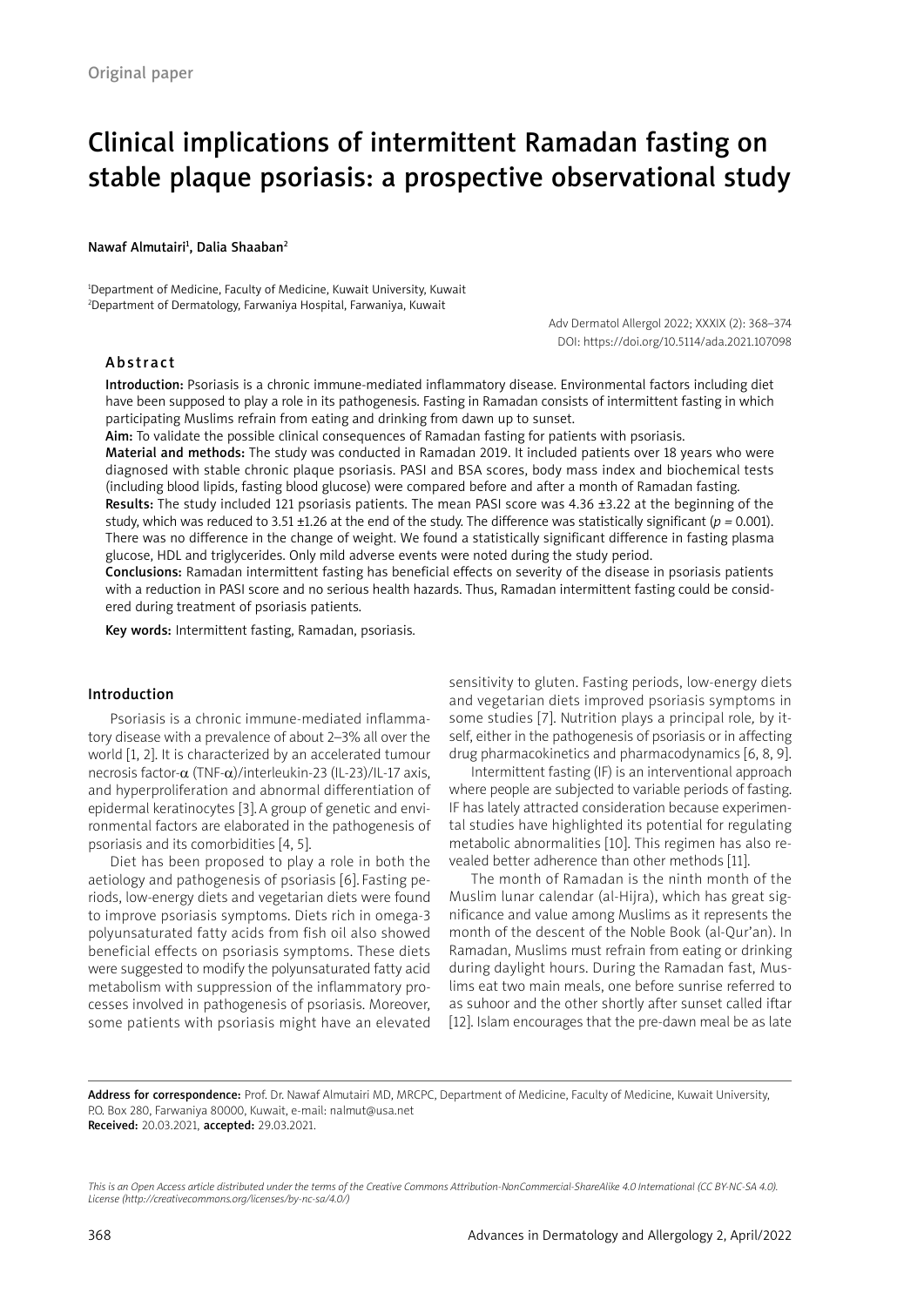Original paper

# Clinical implications of intermittent Ramadan fasting on stable plaque psoriasis: a prospective observational study

Nawaf Almutairi[1], Dalia Shaaban[2]

[1]Department of Medicine, Faculty of Medicine, Kuwait University, Kuwait
[2]Department of Dermatology, Farwaniya Hospital, Farwaniya, Kuwait

Adv Dermatol Allergol 2022; XXXIX (2): 368–374
DOI: https://doi.org/10.5114/ada.2021.107098

## Abstract

**Introduction:** Psoriasis is a chronic immune-mediated inflammatory disease. Environmental factors including diet have been supposed to play a role in its pathogenesis. Fasting in Ramadan consists of intermittent fasting in which participating Muslims refrain from eating and drinking from dawn up to sunset.

**Aim:** To validate the possible clinical consequences of Ramadan fasting for patients with psoriasis.

**Material and methods:** The study was conducted in Ramadan 2019. It included patients over 18 years who were diagnosed with stable chronic plaque psoriasis. PASI and BSA scores, body mass index and biochemical tests (including blood lipids, fasting blood glucose) were compared before and after a month of Ramadan fasting.

**Results:** The study included 121 psoriasis patients. The mean PASI score was 4.36 ±3.22 at the beginning of the study, which was reduced to 3.51 ±1.26 at the end of the study. The difference was statistically significant ($p = 0.001$). There was no difference in the change of weight. We found a statistically significant difference in fasting plasma glucose, HDL and triglycerides. Only mild adverse events were noted during the study period.

**Conclusions:** Ramadan intermittent fasting has beneficial effects on severity of the disease in psoriasis patients with a reduction in PASI score and no serious health hazards. Thus, Ramadan intermittent fasting could be considered during treatment of psoriasis patients.

**Key words:** Intermittent fasting, Ramadan, psoriasis.

## Introduction

Psoriasis is a chronic immune-mediated inflammatory disease with a prevalence of about 2–3% all over the world [1, 2]. It is characterized by an accelerated tumour necrosis factor-$\alpha$ (TNF-$\alpha$)/interleukin-23 (IL-23)/IL-17 axis, and hyperproliferation and abnormal differentiation of epidermal keratinocytes [3]. A group of genetic and environmental factors are elaborated in the pathogenesis of psoriasis and its comorbidities [4, 5].

Diet has been proposed to play a role in both the aetiology and pathogenesis of psoriasis [6]. Fasting periods, low-energy diets and vegetarian diets were found to improve psoriasis symptoms. Diets rich in omega-3 polyunsaturated fatty acids from fish oil also showed beneficial effects on psoriasis symptoms. These diets were suggested to modify the polyunsaturated fatty acid metabolism with suppression of the inflammatory processes involved in pathogenesis of psoriasis. Moreover, some patients with psoriasis might have an elevated sensitivity to gluten. Fasting periods, low-energy diets and vegetarian diets improved psoriasis symptoms in some studies [7]. Nutrition plays a principal role, by itself, either in the pathogenesis of psoriasis or in affecting drug pharmacokinetics and pharmacodynamics [6, 8, 9].

Intermittent fasting (IF) is an interventional approach where people are subjected to variable periods of fasting. IF has lately attracted consideration because experimental studies have highlighted its potential for regulating metabolic abnormalities [10]. This regimen has also revealed better adherence than other methods [11].

The month of Ramadan is the ninth month of the Muslim lunar calendar (al-Hijra), which has great significance and value among Muslims as it represents the month of the descent of the Noble Book (al-Qur'an). In Ramadan, Muslims must refrain from eating or drinking during daylight hours. During the Ramadan fast, Muslims eat two main meals, one before sunrise referred to as suhoor and the other shortly after sunset called iftar [12]. Islam encourages that the pre-dawn meal be as late

**Address for correspondence:** Prof. Dr. Nawaf Almutairi MD, MRCPC, Department of Medicine, Faculty of Medicine, Kuwait University, P.O. Box 280, Farwaniya 80000, Kuwait, e-mail: nalmut@usa.net
**Received:** 20.03.2021, **accepted:** 29.03.2021.

*This is an Open Access article distributed under the terms of the Creative Commons Attribution-NonCommercial-ShareAlike 4.0 International (CC BY-NC-SA 4.0). License (http://creativecommons.org/licenses/by-nc-sa/4.0/)*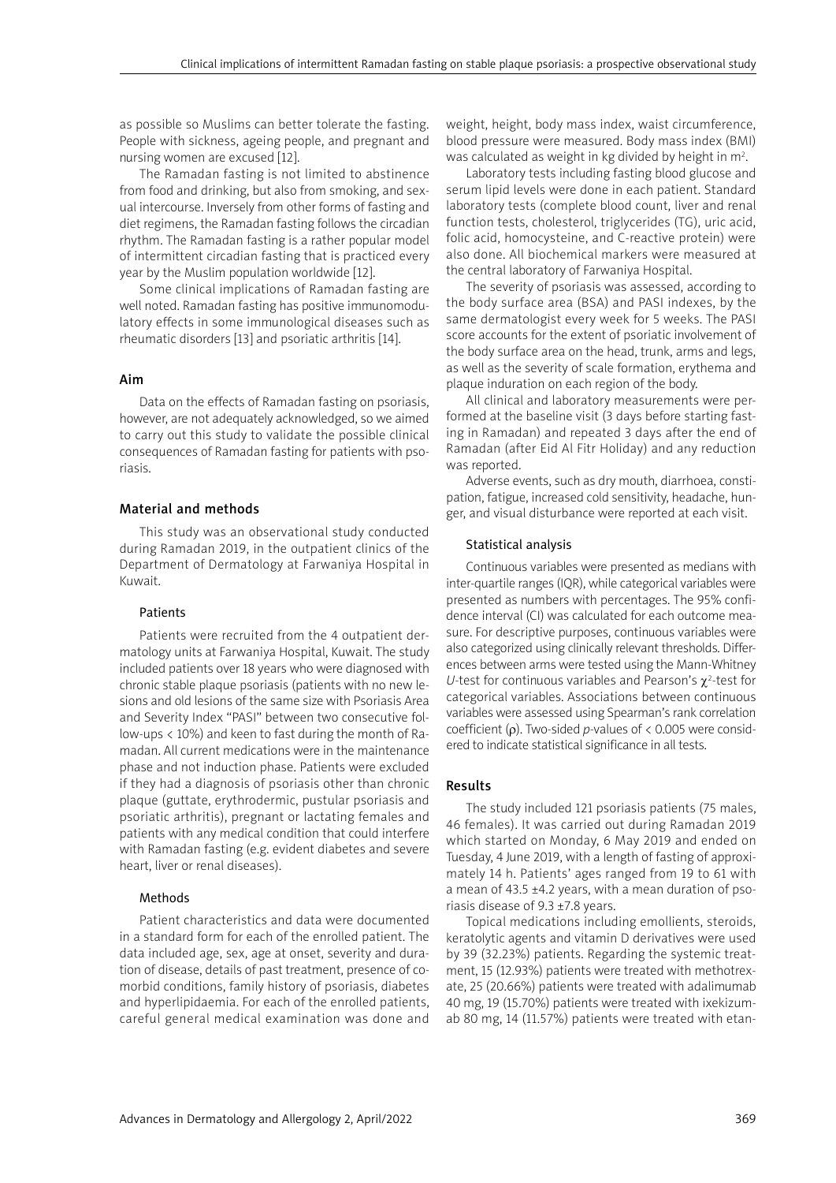as possible so Muslims can better tolerate the fasting. People with sickness, ageing people, and pregnant and nursing women are excused [12].

The Ramadan fasting is not limited to abstinence from food and drinking, but also from smoking, and sexual intercourse. Inversely from other forms of fasting and diet regimens, the Ramadan fasting follows the circadian rhythm. The Ramadan fasting is a rather popular model of intermittent circadian fasting that is practiced every year by the Muslim population worldwide [12].

Some clinical implications of Ramadan fasting are well noted. Ramadan fasting has positive immunomodulatory effects in some immunological diseases such as rheumatic disorders [13] and psoriatic arthritis [14].

## Aim

Data on the effects of Ramadan fasting on psoriasis, however, are not adequately acknowledged, so we aimed to carry out this study to validate the possible clinical consequences of Ramadan fasting for patients with psoriasis.

## Material and methods

This study was an observational study conducted during Ramadan 2019, in the outpatient clinics of the Department of Dermatology at Farwaniya Hospital in Kuwait.

### Patients

Patients were recruited from the 4 outpatient dermatology units at Farwaniya Hospital, Kuwait. The study included patients over 18 years who were diagnosed with chronic stable plaque psoriasis (patients with no new lesions and old lesions of the same size with Psoriasis Area and Severity Index "PASI" between two consecutive follow-ups < 10%) and keen to fast during the month of Ramadan. All current medications were in the maintenance phase and not induction phase. Patients were excluded if they had a diagnosis of psoriasis other than chronic plaque (guttate, erythrodermic, pustular psoriasis and psoriatic arthritis), pregnant or lactating females and patients with any medical condition that could interfere with Ramadan fasting (e.g. evident diabetes and severe heart, liver or renal diseases).

### Methods

Patient characteristics and data were documented in a standard form for each of the enrolled patient. The data included age, sex, age at onset, severity and duration of disease, details of past treatment, presence of comorbid conditions, family history of psoriasis, diabetes and hyperlipidaemia. For each of the enrolled patients, careful general medical examination was done and weight, height, body mass index, waist circumference, blood pressure were measured. Body mass index (BMI) was calculated as weight in kg divided by height in $m^2$.

Laboratory tests including fasting blood glucose and serum lipid levels were done in each patient. Standard laboratory tests (complete blood count, liver and renal function tests, cholesterol, triglycerides (TG), uric acid, folic acid, homocysteine, and C-reactive protein) were also done. All biochemical markers were measured at the central laboratory of Farwaniya Hospital.

The severity of psoriasis was assessed, according to the body surface area (BSA) and PASI indexes, by the same dermatologist every week for 5 weeks. The PASI score accounts for the extent of psoriatic involvement of the body surface area on the head, trunk, arms and legs, as well as the severity of scale formation, erythema and plaque induration on each region of the body.

All clinical and laboratory measurements were performed at the baseline visit (3 days before starting fasting in Ramadan) and repeated 3 days after the end of Ramadan (after Eid Al Fitr Holiday) and any reduction was reported.

Adverse events, such as dry mouth, diarrhoea, constipation, fatigue, increased cold sensitivity, headache, hunger, and visual disturbance were reported at each visit.

### Statistical analysis

Continuous variables were presented as medians with inter-quartile ranges (IQR), while categorical variables were presented as numbers with percentages. The 95% confidence interval (CI) was calculated for each outcome measure. For descriptive purposes, continuous variables were also categorized using clinically relevant thresholds. Differences between arms were tested using the Mann-Whitney *U*-test for continuous variables and Pearson's $\chi^2$-test for categorical variables. Associations between continuous variables were assessed using Spearman's rank correlation coefficient ($\rho$). Two-sided *p*-values of $< 0.005$ were considered to indicate statistical significance in all tests.

## Results

The study included 121 psoriasis patients (75 males, 46 females). It was carried out during Ramadan 2019 which started on Monday, 6 May 2019 and ended on Tuesday, 4 June 2019, with a length of fasting of approximately 14 h. Patients' ages ranged from 19 to 61 with a mean of 43.5 ±4.2 years, with a mean duration of psoriasis disease of 9.3 ±7.8 years.

Topical medications including emollients, steroids, keratolytic agents and vitamin D derivatives were used by 39 (32.23%) patients. Regarding the systemic treatment, 15 (12.93%) patients were treated with methotrexate, 25 (20.66%) patients were treated with adalimumab 40 mg, 19 (15.70%) patients were treated with ixekizumab 80 mg, 14 (11.57%) patients were treated with etan-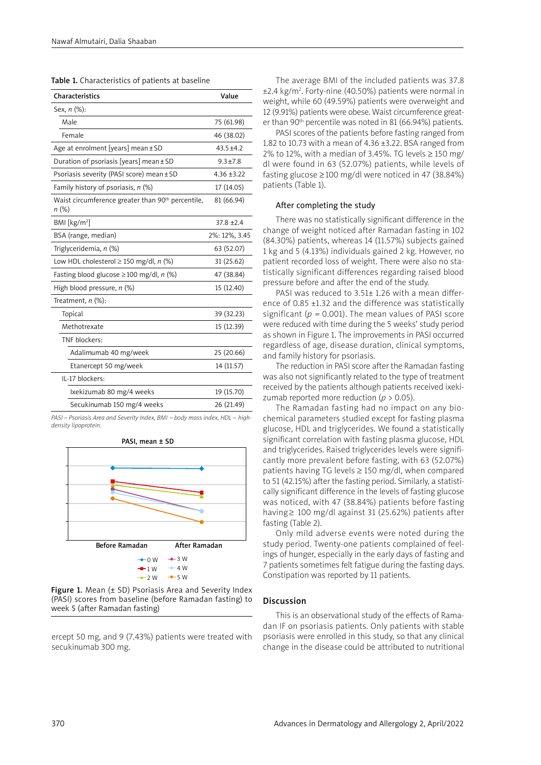Table 1. Characteristics of patients at baseline

| Characteristics | Value |
|---|---|
| Sex, *n* (%): | |
| Male | 75 (61.98) |
| Female | 46 (38.02) |
| Age at enrolment [years] mean ± SD | 43.5 ±4.2 |
| Duration of psoriasis [years] mean ± SD | 9.3 ±7.8 |
| Psoriasis severity (PASI score) mean ± SD | 4.36 ±3.22 |
| Family history of psoriasis, *n* (%) | 17 (14.05) |
| Waist circumference greater than 90th percentile, *n* (%) | 81 (66.94) |
| BMI [kg/m$^2$] | 37.8 ±2.4 |
| BSA (range, median) | 2%: 12%, 3.45 |
| Triglyceridemia, *n* (%) | 63 (52.07) |
| Low HDL cholesterol ≥ 150 mg/dl, *n* (%) | 31 (25.62) |
| Fasting blood glucose ≥ 100 mg/dl, *n* (%) | 47 (38.84) |
| High blood pressure, *n* (%) | 15 (12.40) |
| Treatment, *n* (%): | |
| Topical | 39 (32.23) |
| Methotrexate | 15 (12.39) |
| TNF blockers: | |
| Adalimumab 40 mg/week | 25 (20.66) |
| Etanercept 50 mg/week | 14 (11.57) |
| IL-17 blockers: | |
| Ixekizumab 80 mg/4 weeks | 19 (15.70) |
| Secukinumab 150 mg/4 weeks | 26 (21.49) |

*PASI – Psoriasis Area and Severity Index, BMI – body mass index, HDL – high-density lipoprotein.*

Figure 1. Mean (± SD) Psoriasis Area and Severity Index (PASI) scores from baseline (before Ramadan fasting) to week 5 (after Ramadan fasting)

ercept 50 mg, and 9 (7.43%) patients were treated with secukinumab 300 mg.

The average BMI of the included patients was 37.8 ±2.4 kg/m$^2$. Forty-nine (40.50%) patients were normal in weight, while 60 (49.59%) patients were overweight and 12 (9.91%) patients were obese. Waist circumference greater than 90th percentile was noted in 81 (66.94%) patients.

PASI scores of the patients before fasting ranged from 1.82 to 10.73 with a mean of 4.36 ±3.22. BSA ranged from 2% to 12%, with a median of 3.45%. TG levels ≥ 150 mg/dl were found in 63 (52.07%) patients, while levels of fasting glucose ≥ 100 mg/dl were noticed in 47 (38.84%) patients (Table 1).

### After completing the study

There was no statistically significant difference in the change of weight noticed after Ramadan fasting in 102 (84.30%) patients, whereas 14 (11.57%) subjects gained 1 kg and 5 (4.13%) individuals gained 2 kg. However, no patient recorded loss of weight. There were also no statistically significant differences regarding raised blood pressure before and after the end of the study.

PASI was reduced to 3.51± 1.26 with a mean difference of 0.85 ±1.32 and the difference was statistically significant ($p$ = 0.001). The mean values of PASI score were reduced with time during the 5 weeks' study period as shown in Figure 1. The improvements in PASI occurred regardless of age, disease duration, clinical symptoms, and family history for psoriasis.

The reduction in PASI score after the Ramadan fasting was also not significantly related to the type of treatment received by the patients although patients received ixekizumab reported more reduction ($p$ > 0.05).

The Ramadan fasting had no impact on any biochemical parameters studied except for fasting plasma glucose, HDL and triglycerides. We found a statistically significant correlation with fasting plasma glucose, HDL and triglycerides. Raised triglycerides levels were significantly more prevalent before fasting, with 63 (52.07%) patients having TG levels ≥ 150 mg/dl, when compared to 51 (42.15%) after the fasting period. Similarly, a statistically significant difference in the levels of fasting glucose was noticed, with 47 (38.84%) patients before fasting having ≥ 100 mg/dl against 31 (25.62%) patients after fasting (Table 2).

Only mild adverse events were noted during the study period. Twenty-one patients complained of feelings of hunger, especially in the early days of fasting and 7 patients sometimes felt fatigue during the fasting days. Constipation was reported by 11 patients.

## Discussion

This is an observational study of the effects of Ramadan IF on psoriasis patients. Only patients with stable psoriasis were enrolled in this study, so that any clinical change in the disease could be attributed to nutritional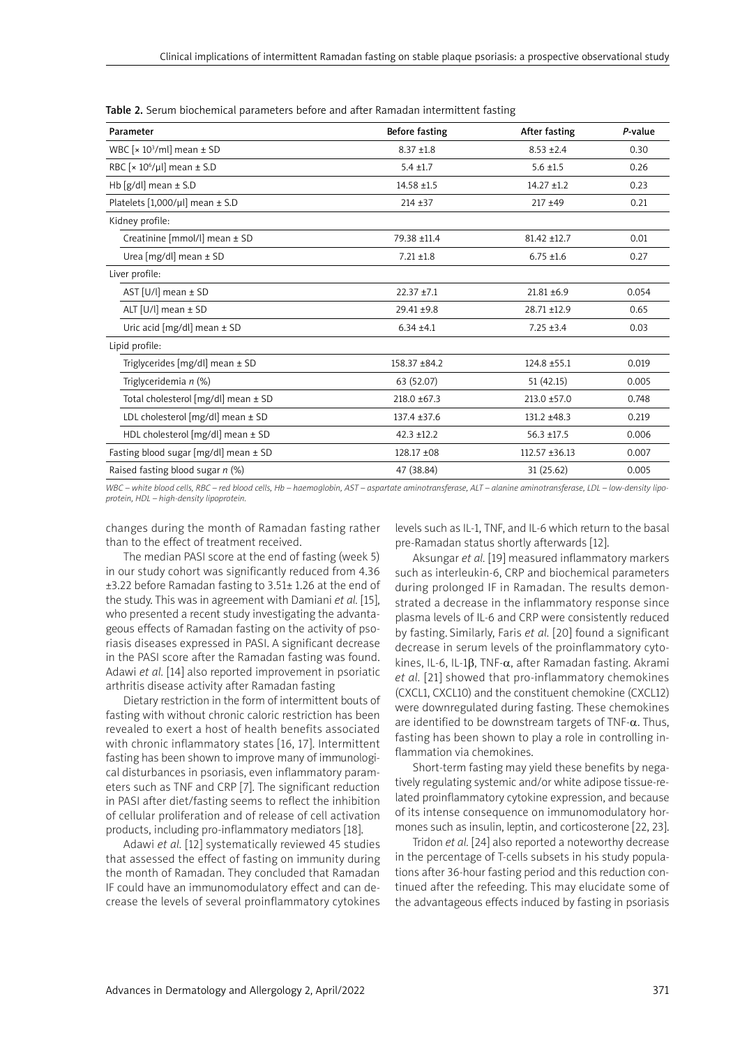Table 2. Serum biochemical parameters before and after Ramadan intermittent fasting

| Parameter | Before fasting | After fasting | *P*-value |
|---|---|---|---|
| WBC [× $10^3$/ml] mean ± SD | 8.37 ±1.8 | 8.53 ±2.4 | 0.30 |
| RBC [× $10^6$/μl] mean ± S.D | 5.4 ±1.7 | 5.6 ±1.5 | 0.26 |
| Hb [g/dl] mean ± S.D | 14.58 ±1.5 | 14.27 ±1.2 | 0.23 |
| Platelets [1,000/μl] mean ± S.D | 214 ±37 | 217 ±49 | 0.21 |
| Kidney profile: | | | |
| Creatinine [mmol/l] mean ± SD | 79.38 ±11.4 | 81.42 ±12.7 | 0.01 |
| Urea [mg/dl] mean ± SD | 7.21 ±1.8 | 6.75 ±1.6 | 0.27 |
| Liver profile: | | | |
| AST [U/l] mean ± SD | 22.37 ±7.1 | 21.81 ±6.9 | 0.054 |
| ALT [U/l] mean ± SD | 29.41 ±9.8 | 28.71 ±12.9 | 0.65 |
| Uric acid [mg/dl] mean ± SD | 6.34 ±4.1 | 7.25 ±3.4 | 0.03 |
| Lipid profile: | | | |
| Triglycerides [mg/dl] mean ± SD | 158.37 ±84.2 | 124.8 ±55.1 | 0.019 |
| Triglyceridemia *n* (%) | 63 (52.07) | 51 (42.15) | 0.005 |
| Total cholesterol [mg/dl] mean ± SD | 218.0 ±67.3 | 213.0 ±57.0 | 0.748 |
| LDL cholesterol [mg/dl] mean ± SD | 137.4 ±37.6 | 131.2 ±48.3 | 0.219 |
| HDL cholesterol [mg/dl] mean ± SD | 42.3 ±12.2 | 56.3 ±17.5 | 0.006 |
| Fasting blood sugar [mg/dl] mean ± SD | 128.17 ±08 | 112.57 ±36.13 | 0.007 |
| Raised fasting blood sugar *n* (%) | 47 (38.84) | 31 (25.62) | 0.005 |

*WBC – white blood cells, RBC – red blood cells, Hb – haemoglobin, AST – aspartate aminotransferase, ALT – alanine aminotransferase, LDL – low-density lipoprotein, HDL – high-density lipoprotein.*

changes during the month of Ramadan fasting rather than to the effect of treatment received.

The median PASI score at the end of fasting (week 5) in our study cohort was significantly reduced from 4.36 ±3.22 before Ramadan fasting to 3.51± 1.26 at the end of the study. This was in agreement with Damiani *et al.* [15], who presented a recent study investigating the advantageous effects of Ramadan fasting on the activity of psoriasis diseases expressed in PASI. A significant decrease in the PASI score after the Ramadan fasting was found. Adawi *et al.* [14] also reported improvement in psoriatic arthritis disease activity after Ramadan fasting

Dietary restriction in the form of intermittent bouts of fasting with without chronic caloric restriction has been revealed to exert a host of health benefits associated with chronic inflammatory states [16, 17]. Intermittent fasting has been shown to improve many of immunological disturbances in psoriasis, even inflammatory parameters such as TNF and CRP [7]. The significant reduction in PASI after diet/fasting seems to reflect the inhibition of cellular proliferation and of release of cell activation products, including pro-inflammatory mediators [18].

Adawi *et al.* [12] systematically reviewed 45 studies that assessed the effect of fasting on immunity during the month of Ramadan. They concluded that Ramadan IF could have an immunomodulatory effect and can decrease the levels of several proinflammatory cytokines levels such as IL-1, TNF, and IL-6 which return to the basal pre-Ramadan status shortly afterwards [12].

Aksungar *et al.* [19] measured inflammatory markers such as interleukin-6, CRP and biochemical parameters during prolonged IF in Ramadan. The results demonstrated a decrease in the inflammatory response since plasma levels of IL-6 and CRP were consistently reduced by fasting. Similarly, Faris *et al.* [20] found a significant decrease in serum levels of the proinflammatory cytokines, IL-6, IL-1β, TNF-α, after Ramadan fasting. Akrami *et al.* [21] showed that pro-inflammatory chemokines (CXCL1, CXCL10) and the constituent chemokine (CXCL12) were downregulated during fasting. These chemokines are identified to be downstream targets of TNF-α. Thus, fasting has been shown to play a role in controlling inflammation via chemokines.

Short-term fasting may yield these benefits by negatively regulating systemic and/or white adipose tissue-related proinflammatory cytokine expression, and because of its intense consequence on immunomodulatory hormones such as insulin, leptin, and corticosterone [22, 23].

Tridon *et al.* [24] also reported a noteworthy decrease in the percentage of T-cells subsets in his study populations after 36-hour fasting period and this reduction continued after the refeeding. This may elucidate some of the advantageous effects induced by fasting in psoriasis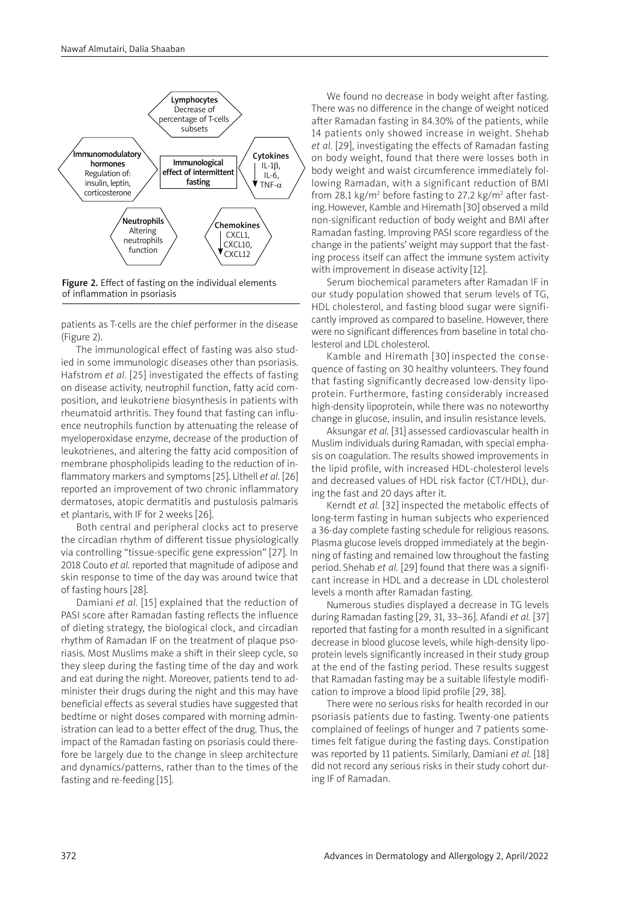Lymphocytes
Decrease of percentage of T-cells subsets

Immunomodulatory hormones
Regulation of: insulin, leptin, corticosterone

Immunological effect of intermittent fasting

Cytokines
IL-1β, IL-6, TNF-α

Neutrophils
Altering neutrophils function

Chemokines
CXCL1, CXCL10, CXCL12

**Figure 2.** Effect of fasting on the individual elements of inflammation in psoriasis

patients as T-cells are the chief performer in the disease (Figure 2).

The immunological effect of fasting was also studied in some immunologic diseases other than psoriasis. Hafstrom *et al.* [25] investigated the effects of fasting on disease activity, neutrophil function, fatty acid composition, and leukotriene biosynthesis in patients with rheumatoid arthritis. They found that fasting can influence neutrophils function by attenuating the release of myeloperoxidase enzyme, decrease of the production of leukotrienes, and altering the fatty acid composition of membrane phospholipids leading to the reduction of inflammatory markers and symptoms [25]. Lithell *et al.* [26] reported an improvement of two chronic inflammatory dermatoses, atopic dermatitis and pustulosis palmaris et plantaris, with IF for 2 weeks [26].

Both central and peripheral clocks act to preserve the circadian rhythm of different tissue physiologically via controlling "tissue-specific gene expression" [27]. In 2018 Couto *et al.* reported that magnitude of adipose and skin response to time of the day was around twice that of fasting hours [28].

Damiani *et al.* [15] explained that the reduction of PASI score after Ramadan fasting reflects the influence of dieting strategy, the biological clock, and circadian rhythm of Ramadan IF on the treatment of plaque psoriasis. Most Muslims make a shift in their sleep cycle, so they sleep during the fasting time of the day and work and eat during the night. Moreover, patients tend to administer their drugs during the night and this may have beneficial effects as several studies have suggested that bedtime or night doses compared with morning administration can lead to a better effect of the drug. Thus, the impact of the Ramadan fasting on psoriasis could therefore be largely due to the change in sleep architecture and dynamics/patterns, rather than to the times of the fasting and re-feeding [15].

We found no decrease in body weight after fasting. There was no difference in the change of weight noticed after Ramadan fasting in 84.30% of the patients, while 14 patients only showed increase in weight. Shehab *et al.* [29], investigating the effects of Ramadan fasting on body weight, found that there were losses both in body weight and waist circumference immediately following Ramadan, with a significant reduction of BMI from 28.1 kg/m$^2$ before fasting to 27.2 kg/m$^2$ after fasting. However, Kamble and Hiremath [30] observed a mild non-significant reduction of body weight and BMI after Ramadan fasting. Improving PASI score regardless of the change in the patients' weight may support that the fasting process itself can affect the immune system activity with improvement in disease activity [12].

Serum biochemical parameters after Ramadan IF in our study population showed that serum levels of TG, HDL cholesterol, and fasting blood sugar were significantly improved as compared to baseline. However, there were no significant differences from baseline in total cholesterol and LDL cholesterol.

Kamble and Hiremath [30] inspected the consequence of fasting on 30 healthy volunteers. They found that fasting significantly decreased low-density lipoprotein. Furthermore, fasting considerably increased high-density lipoprotein, while there was no noteworthy change in glucose, insulin, and insulin resistance levels.

Aksungar *et al.* [31] assessed cardiovascular health in Muslim individuals during Ramadan, with special emphasis on coagulation. The results showed improvements in the lipid profile, with increased HDL-cholesterol levels and decreased values of HDL risk factor (CT/HDL), during the fast and 20 days after it.

Kerndt *et al.* [32] inspected the metabolic effects of long-term fasting in human subjects who experienced a 36-day complete fasting schedule for religious reasons. Plasma glucose levels dropped immediately at the beginning of fasting and remained low throughout the fasting period. Shehab *et al.* [29] found that there was a significant increase in HDL and a decrease in LDL cholesterol levels a month after Ramadan fasting.

Numerous studies displayed a decrease in TG levels during Ramadan fasting [29, 31, 33–36]. Afandi *et al.* [37] reported that fasting for a month resulted in a significant decrease in blood glucose levels, while high-density lipoprotein levels significantly increased in their study group at the end of the fasting period. These results suggest that Ramadan fasting may be a suitable lifestyle modification to improve a blood lipid profile [29, 38].

There were no serious risks for health recorded in our psoriasis patients due to fasting. Twenty-one patients complained of feelings of hunger and 7 patients sometimes felt fatigue during the fasting days. Constipation was reported by 11 patients. Similarly, Damiani *et al.* [18] did not record any serious risks in their study cohort during IF of Ramadan.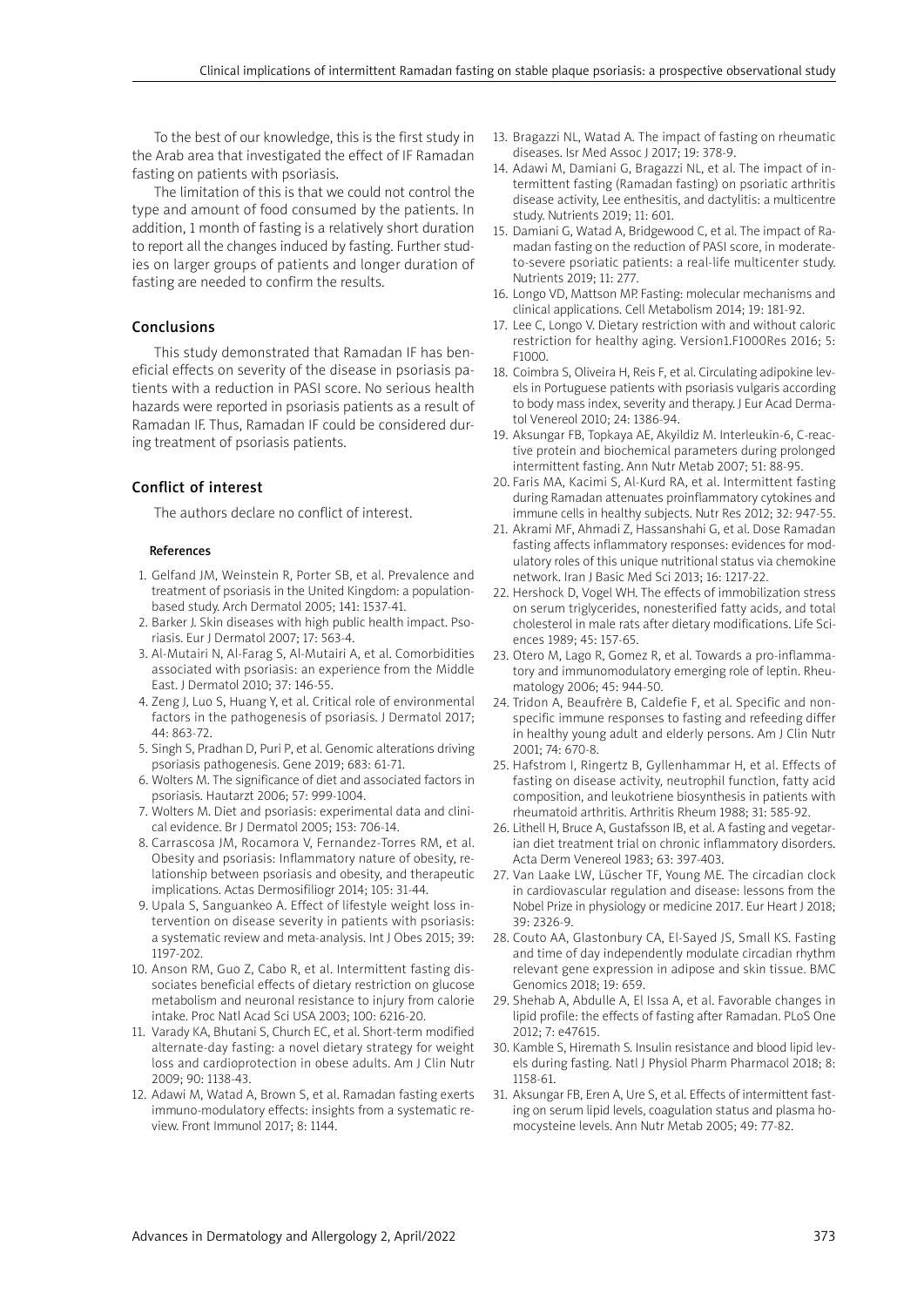To the best of our knowledge, this is the first study in the Arab area that investigated the effect of IF Ramadan fasting on patients with psoriasis.

The limitation of this is that we could not control the type and amount of food consumed by the patients. In addition, 1 month of fasting is a relatively short duration to report all the changes induced by fasting. Further studies on larger groups of patients and longer duration of fasting are needed to confirm the results.

## Conclusions

This study demonstrated that Ramadan IF has beneficial effects on severity of the disease in psoriasis patients with a reduction in PASI score. No serious health hazards were reported in psoriasis patients as a result of Ramadan IF. Thus, Ramadan IF could be considered during treatment of psoriasis patients.

## Conflict of interest

The authors declare no conflict of interest.

### References

1. Gelfand JM, Weinstein R, Porter SB, et al. Prevalence and treatment of psoriasis in the United Kingdom: a population-based study. Arch Dermatol 2005; 141: 1537-41.
2. Barker J. Skin diseases with high public health impact. Psoriasis. Eur J Dermatol 2007; 17: 563-4.
3. Al-Mutairi N, Al-Farag S, Al-Mutairi A, et al. Comorbidities associated with psoriasis: an experience from the Middle East. J Dermatol 2010; 37: 146-55.
4. Zeng J, Luo S, Huang Y, et al. Critical role of environmental factors in the pathogenesis of psoriasis. J Dermatol 2017; 44: 863-72.
5. Singh S, Pradhan D, Puri P, et al. Genomic alterations driving psoriasis pathogenesis. Gene 2019; 683: 61-71.
6. Wolters M. The significance of diet and associated factors in psoriasis. Hautarzt 2006; 57: 999-1004.
7. Wolters M. Diet and psoriasis: experimental data and clinical evidence. Br J Dermatol 2005; 153: 706-14.
8. Carrascosa JM, Rocamora V, Fernandez-Torres RM, et al. Obesity and psoriasis: Inflammatory nature of obesity, relationship between psoriasis and obesity, and therapeutic implications. Actas Dermosifiliogr 2014; 105: 31-44.
9. Upala S, Sanguankeo A. Effect of lifestyle weight loss intervention on disease severity in patients with psoriasis: a systematic review and meta-analysis. Int J Obes 2015; 39: 1197-202.
10. Anson RM, Guo Z, Cabo R, et al. Intermittent fasting dissociates beneficial effects of dietary restriction on glucose metabolism and neuronal resistance to injury from calorie intake. Proc Natl Acad Sci USA 2003; 100: 6216-20.
11. Varady KA, Bhutani S, Church EC, et al. Short-term modified alternate-day fasting: a novel dietary strategy for weight loss and cardioprotection in obese adults. Am J Clin Nutr 2009; 90: 1138-43.
12. Adawi M, Watad A, Brown S, et al. Ramadan fasting exerts immuno-modulatory effects: insights from a systematic review. Front Immunol 2017; 8: 1144.
13. Bragazzi NL, Watad A. The impact of fasting on rheumatic diseases. Isr Med Assoc J 2017; 19: 378-9.
14. Adawi M, Damiani G, Bragazzi NL, et al. The impact of intermittent fasting (Ramadan fasting) on psoriatic arthritis disease activity, Lee enthesitis, and dactylitis: a multicentre study. Nutrients 2019; 11: 601.
15. Damiani G, Watad A, Bridgewood C, et al. The impact of Ramadan fasting on the reduction of PASI score, in moderate-to-severe psoriatic patients: a real-life multicenter study. Nutrients 2019; 11: 277.
16. Longo VD, Mattson MP. Fasting: molecular mechanisms and clinical applications. Cell Metabolism 2014; 19: 181-92.
17. Lee C, Longo V. Dietary restriction with and without caloric restriction for healthy aging. Version1.F1000Res 2016; 5: F1000.
18. Coimbra S, Oliveira H, Reis F, et al. Circulating adipokine levels in Portuguese patients with psoriasis vulgaris according to body mass index, severity and therapy. J Eur Acad Dermatol Venereol 2010; 24: 1386-94.
19. Aksungar FB, Topkaya AE, Akyildiz M. Interleukin-6, C-reactive protein and biochemical parameters during prolonged intermittent fasting. Ann Nutr Metab 2007; 51: 88-95.
20. Faris MA, Kacimi S, Al-Kurd RA, et al. Intermittent fasting during Ramadan attenuates proinflammatory cytokines and immune cells in healthy subjects. Nutr Res 2012; 32: 947-55.
21. Akrami MF, Ahmadi Z, Hassanshahi G, et al. Dose Ramadan fasting affects inflammatory responses: evidences for modulatory roles of this unique nutritional status via chemokine network. Iran J Basic Med Sci 2013; 16: 1217-22.
22. Hershock D, Vogel WH. The effects of immobilization stress on serum triglycerides, nonesterified fatty acids, and total cholesterol in male rats after dietary modifications. Life Sciences 1989; 45: 157-65.
23. Otero M, Lago R, Gomez R, et al. Towards a pro-inflammatory and immunomodulatory emerging role of leptin. Rheumatology 2006; 45: 944-50.
24. Tridon A, Beaufrère B, Caldefie F, et al. Specific and non-specific immune responses to fasting and refeeding differ in healthy young adult and elderly persons. Am J Clin Nutr 2001; 74: 670-8.
25. Hafstrom I, Ringertz B, Gyllenhammar H, et al. Effects of fasting on disease activity, neutrophil function, fatty acid composition, and leukotriene biosynthesis in patients with rheumatoid arthritis. Arthritis Rheum 1988; 31: 585-92.
26. Lithell H, Bruce A, Gustafsson IB, et al. A fasting and vegetarian diet treatment trial on chronic inflammatory disorders. Acta Derm Venereol 1983; 63: 397-403.
27. Van Laake LW, Lüscher TF, Young ME. The circadian clock in cardiovascular regulation and disease: lessons from the Nobel Prize in physiology or medicine 2017. Eur Heart J 2018; 39: 2326-9.
28. Couto AA, Glastonbury CA, El-Sayed JS, Small KS. Fasting and time of day independently modulate circadian rhythm relevant gene expression in adipose and skin tissue. BMC Genomics 2018; 19: 659.
29. Shehab A, Abdulle A, El Issa A, et al. Favorable changes in lipid profile: the effects of fasting after Ramadan. PLoS One 2012; 7: e47615.
30. Kamble S, Hiremath S. Insulin resistance and blood lipid levels during fasting. Natl J Physiol Pharm Pharmacol 2018; 8: 1158-61.
31. Aksungar FB, Eren A, Ure S, et al. Effects of intermittent fasting on serum lipid levels, coagulation status and plasma homocysteine levels. Ann Nutr Metab 2005; 49: 77-82.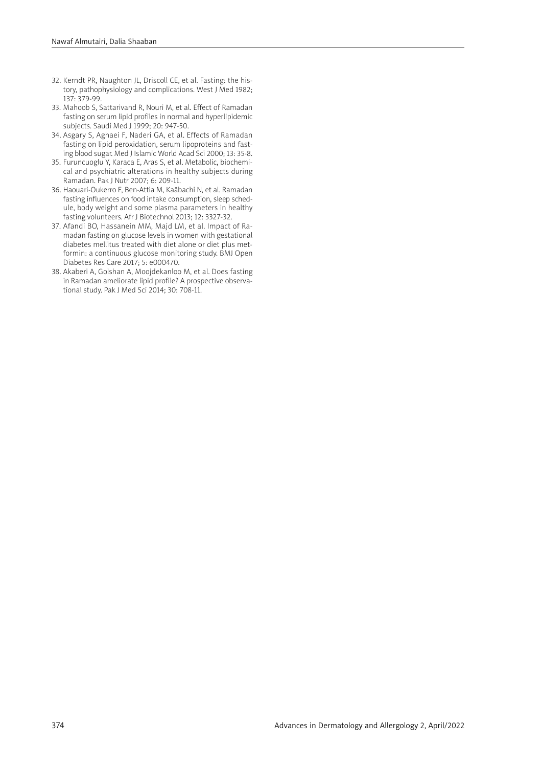32. Kerndt PR, Naughton JL, Driscoll CE, et al. Fasting: the history, pathophysiology and complications. West J Med 1982; 137: 379-99.
33. Mahoob S, Sattarivand R, Nouri M, et al. Effect of Ramadan fasting on serum lipid profiles in normal and hyperlipidemic subjects. Saudi Med J 1999; 20: 947-50.
34. Asgary S, Aghaei F, Naderi GA, et al. Effects of Ramadan fasting on lipid peroxidation, serum lipoproteins and fasting blood sugar. Med J Islamic World Acad Sci 2000; 13: 35-8.
35. Furuncuoglu Y, Karaca E, Aras S, et al. Metabolic, biochemical and psychiatric alterations in healthy subjects during Ramadan. Pak J Nutr 2007; 6: 209-11.
36. Haouari-Oukerro F, Ben-Attia M, Kaâbachi N, et al. Ramadan fasting influences on food intake consumption, sleep schedule, body weight and some plasma parameters in healthy fasting volunteers. Afr J Biotechnol 2013; 12: 3327-32.
37. Afandi BO, Hassanein MM, Majd LM, et al. Impact of Ramadan fasting on glucose levels in women with gestational diabetes mellitus treated with diet alone or diet plus metformin: a continuous glucose monitoring study. BMJ Open Diabetes Res Care 2017; 5: e000470.
38. Akaberi A, Golshan A, Moojdekanloo M, et al. Does fasting in Ramadan ameliorate lipid profile? A prospective observational study. Pak J Med Sci 2014; 30: 708-11.